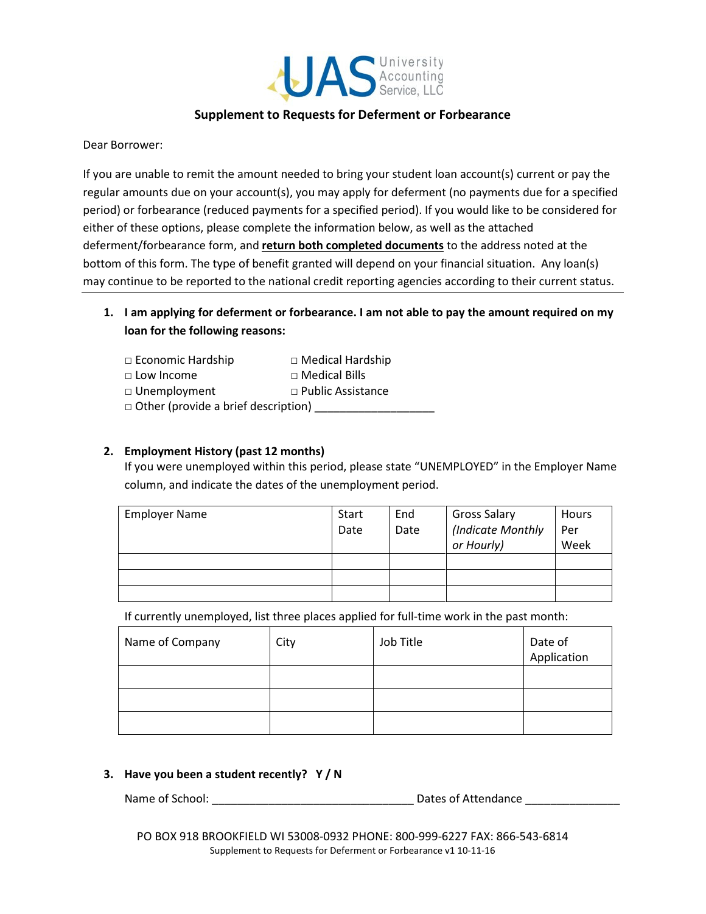UAS University Accounting Service, LLC

## Supplement to Requests for Deferment or Forbearance

Dear Borrower:

If you are unable to remit the amount needed to bring your student loan account(s) current or pay the regular amounts due on your account(s), you may apply for deferment (no payments due for a specified period) or forbearance (reduced payments for a specified period). If you would like to be considered for either of these options, please complete the information below, as well as the attached deferment/forbearance form, and **return both completed documents** to the address noted at the bottom of this form. The type of benefit granted will depend on your financial situation. Any loan(s) may continue to be reported to the national credit reporting agencies according to their current status.

---

1. **I am applying for deferment or forbearance. I am not able to pay the amount required on my loan for the following reasons:**

   □ Economic Hardship
   □ Medical Hardship
   □ Low Income
   □ Medical Bills
   □ Unemployment
   □ Public Assistance
   □ Other (provide a brief description) ___________________

2. **Employment History (past 12 months)**
   If you were unemployed within this period, please state "UNEMPLOYED" in the Employer Name column, and indicate the dates of the unemployment period.

| Employer Name | Start Date | End Date | Gross Salary *(Indicate Monthly or Hourly)* | Hours Per Week |
| --- | --- | --- | --- | --- |
| | | | | |
| | | | | |
| | | | | |

If currently unemployed, list three places applied for full-time work in the past month:

| Name of Company | City | Job Title | Date of Application |
| --- | --- | --- | --- |
| | | | |
| | | | |
| | | | |

3. **Have you been a student recently? Y / N**

   Name of School: _______________________________ Dates of Attendance _______________

PO BOX 918 BROOKFIELD WI 53008-0932 PHONE: 800-999-6227 FAX: 866-543-6814
Supplement to Requests for Deferment or Forbearance v1 10-11-16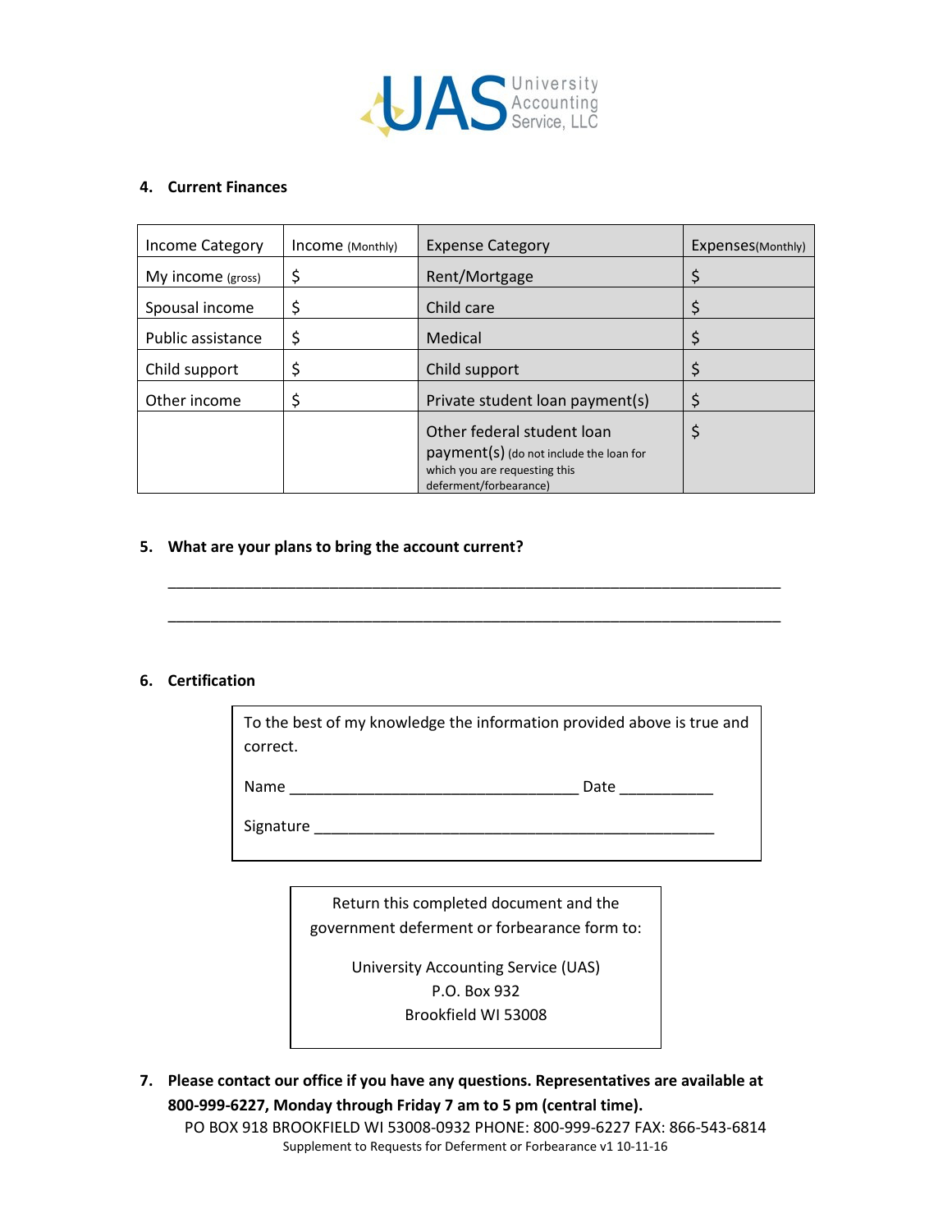UAS University Accounting Service, LLC

**4. Current Finances**

| Income Category | Income (Monthly) | Expense Category | Expenses(Monthly) |
|---|---|---|---|
| My income (gross) | $ | Rent/Mortgage | $ |
| Spousal income | $ | Child care | $ |
| Public assistance | $ | Medical | $ |
| Child support | $ | Child support | $ |
| Other income | $ | Private student loan payment(s) | $ |
| | | Other federal student loan payment(s) (do not include the loan for which you are requesting this deferment/forbearance) | $ |

**5. What are your plans to bring the account current?**

\_\_\_\_\_\_\_\_\_\_\_\_\_\_\_\_\_\_\_\_\_\_\_\_\_\_\_\_\_\_\_\_\_\_\_\_\_\_\_\_\_\_\_\_\_\_\_\_\_\_\_\_\_\_\_\_\_\_\_\_\_\_\_\_\_\_\_\_\_\_\_\_

\_\_\_\_\_\_\_\_\_\_\_\_\_\_\_\_\_\_\_\_\_\_\_\_\_\_\_\_\_\_\_\_\_\_\_\_\_\_\_\_\_\_\_\_\_\_\_\_\_\_\_\_\_\_\_\_\_\_\_\_\_\_\_\_\_\_\_\_\_\_\_\_

**6. Certification**

To the best of my knowledge the information provided above is true and correct.

Name \_\_\_\_\_\_\_\_\_\_\_\_\_\_\_\_\_\_\_\_\_\_\_\_\_\_\_\_\_\_\_\_\_\_ Date \_\_\_\_\_\_\_\_\_\_\_

Signature \_\_\_\_\_\_\_\_\_\_\_\_\_\_\_\_\_\_\_\_\_\_\_\_\_\_\_\_\_\_\_\_\_\_\_\_\_\_\_\_\_\_\_\_\_\_\_

Return this completed document and the government deferment or forbearance form to:

University Accounting Service (UAS)
P.O. Box 932
Brookfield WI 53008

**7. Please contact our office if you have any questions. Representatives are available at 800-999-6227, Monday through Friday 7 am to 5 pm (central time).**

PO BOX 918 BROOKFIELD WI 53008-0932 PHONE: 800-999-6227 FAX: 866-543-6814

Supplement to Requests for Deferment or Forbearance v1 10-11-16